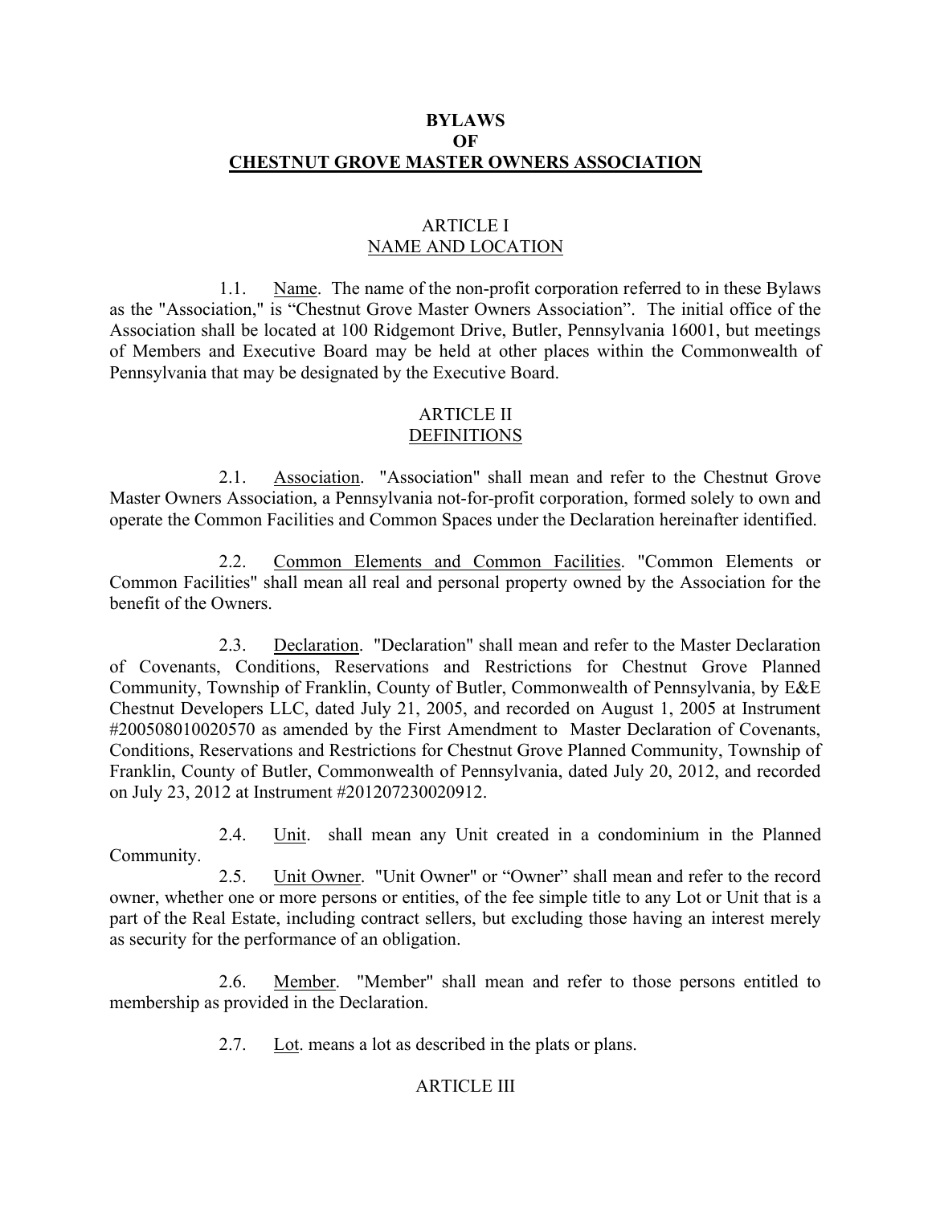# BYLAWS
# OF
# CHESTNUT GROVE MASTER OWNERS ASSOCIATION

## ARTICLE I
## NAME AND LOCATION

1.1. Name. The name of the non-profit corporation referred to in these Bylaws as the "Association," is "Chestnut Grove Master Owners Association". The initial office of the Association shall be located at 100 Ridgemont Drive, Butler, Pennsylvania 16001, but meetings of Members and Executive Board may be held at other places within the Commonwealth of Pennsylvania that may be designated by the Executive Board.

## ARTICLE II
## DEFINITIONS

2.1. Association. "Association" shall mean and refer to the Chestnut Grove Master Owners Association, a Pennsylvania not-for-profit corporation, formed solely to own and operate the Common Facilities and Common Spaces under the Declaration hereinafter identified.

2.2. Common Elements and Common Facilities. "Common Elements or Common Facilities" shall mean all real and personal property owned by the Association for the benefit of the Owners.

2.3. Declaration. "Declaration" shall mean and refer to the Master Declaration of Covenants, Conditions, Reservations and Restrictions for Chestnut Grove Planned Community, Township of Franklin, County of Butler, Commonwealth of Pennsylvania, by E&E Chestnut Developers LLC, dated July 21, 2005, and recorded on August 1, 2005 at Instrument #200508010020570 as amended by the First Amendment to Master Declaration of Covenants, Conditions, Reservations and Restrictions for Chestnut Grove Planned Community, Township of Franklin, County of Butler, Commonwealth of Pennsylvania, dated July 20, 2012, and recorded on July 23, 2012 at Instrument #201207230020912.

2.4. Unit. shall mean any Unit created in a condominium in the Planned Community.

2.5. Unit Owner. "Unit Owner" or "Owner" shall mean and refer to the record owner, whether one or more persons or entities, of the fee simple title to any Lot or Unit that is a part of the Real Estate, including contract sellers, but excluding those having an interest merely as security for the performance of an obligation.

2.6. Member. "Member" shall mean and refer to those persons entitled to membership as provided in the Declaration.

2.7. Lot. means a lot as described in the plats or plans.

## ARTICLE III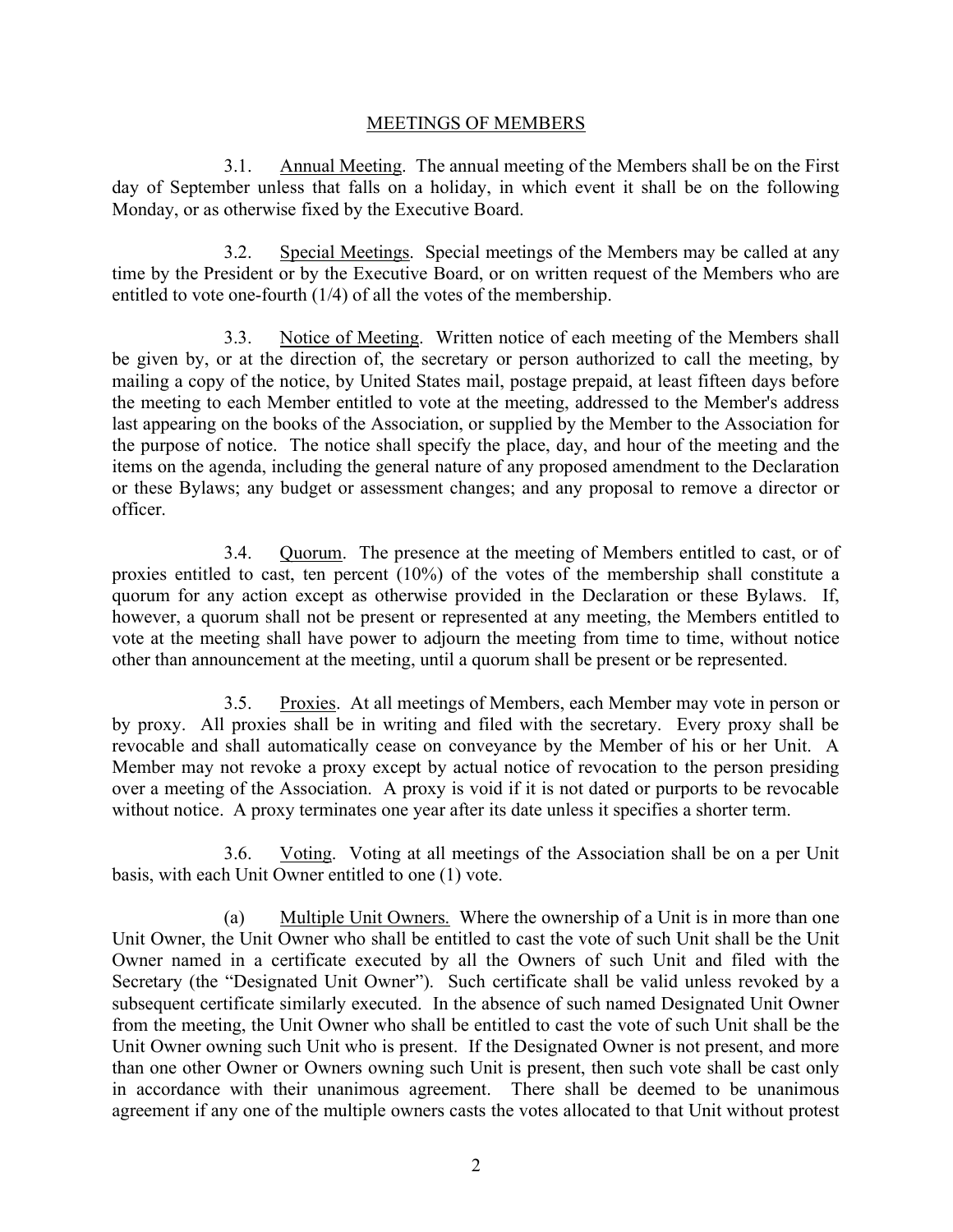## MEETINGS OF MEMBERS

3.1. Annual Meeting. The annual meeting of the Members shall be on the First day of September unless that falls on a holiday, in which event it shall be on the following Monday, or as otherwise fixed by the Executive Board.

3.2. Special Meetings. Special meetings of the Members may be called at any time by the President or by the Executive Board, or on written request of the Members who are entitled to vote one-fourth (1/4) of all the votes of the membership.

3.3. Notice of Meeting. Written notice of each meeting of the Members shall be given by, or at the direction of, the secretary or person authorized to call the meeting, by mailing a copy of the notice, by United States mail, postage prepaid, at least fifteen days before the meeting to each Member entitled to vote at the meeting, addressed to the Member's address last appearing on the books of the Association, or supplied by the Member to the Association for the purpose of notice. The notice shall specify the place, day, and hour of the meeting and the items on the agenda, including the general nature of any proposed amendment to the Declaration or these Bylaws; any budget or assessment changes; and any proposal to remove a director or officer.

3.4. Quorum. The presence at the meeting of Members entitled to cast, or of proxies entitled to cast, ten percent (10%) of the votes of the membership shall constitute a quorum for any action except as otherwise provided in the Declaration or these Bylaws. If, however, a quorum shall not be present or represented at any meeting, the Members entitled to vote at the meeting shall have power to adjourn the meeting from time to time, without notice other than announcement at the meeting, until a quorum shall be present or be represented.

3.5. Proxies. At all meetings of Members, each Member may vote in person or by proxy. All proxies shall be in writing and filed with the secretary. Every proxy shall be revocable and shall automatically cease on conveyance by the Member of his or her Unit. A Member may not revoke a proxy except by actual notice of revocation to the person presiding over a meeting of the Association. A proxy is void if it is not dated or purports to be revocable without notice. A proxy terminates one year after its date unless it specifies a shorter term.

3.6. Voting. Voting at all meetings of the Association shall be on a per Unit basis, with each Unit Owner entitled to one (1) vote.

(a) Multiple Unit Owners. Where the ownership of a Unit is in more than one Unit Owner, the Unit Owner who shall be entitled to cast the vote of such Unit shall be the Unit Owner named in a certificate executed by all the Owners of such Unit and filed with the Secretary (the "Designated Unit Owner"). Such certificate shall be valid unless revoked by a subsequent certificate similarly executed. In the absence of such named Designated Unit Owner from the meeting, the Unit Owner who shall be entitled to cast the vote of such Unit shall be the Unit Owner owning such Unit who is present. If the Designated Owner is not present, and more than one other Owner or Owners owning such Unit is present, then such vote shall be cast only in accordance with their unanimous agreement. There shall be deemed to be unanimous agreement if any one of the multiple owners casts the votes allocated to that Unit without protest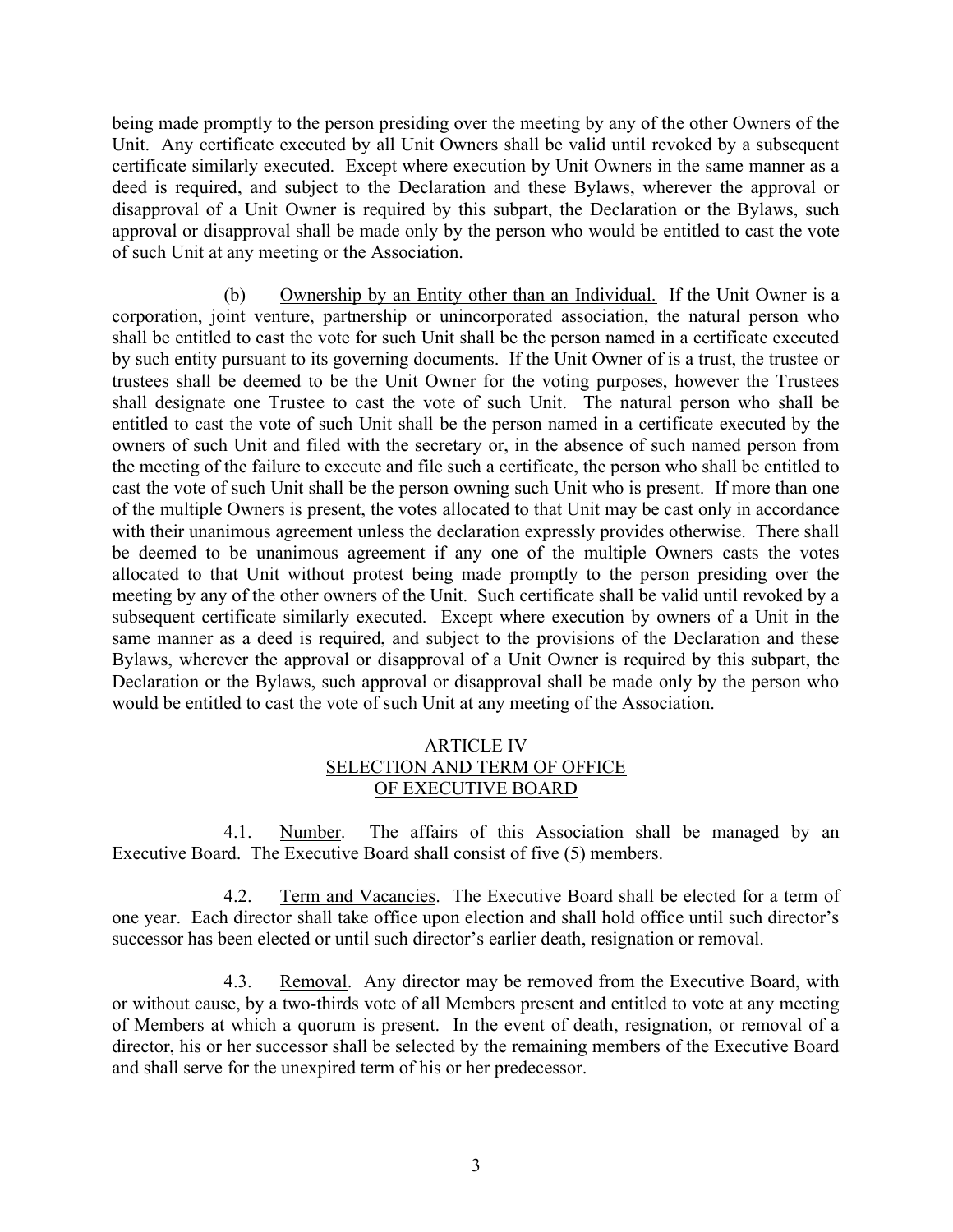being made promptly to the person presiding over the meeting by any of the other Owners of the Unit. Any certificate executed by all Unit Owners shall be valid until revoked by a subsequent certificate similarly executed. Except where execution by Unit Owners in the same manner as a deed is required, and subject to the Declaration and these Bylaws, wherever the approval or disapproval of a Unit Owner is required by this subpart, the Declaration or the Bylaws, such approval or disapproval shall be made only by the person who would be entitled to cast the vote of such Unit at any meeting or the Association.

(b) Ownership by an Entity other than an Individual. If the Unit Owner is a corporation, joint venture, partnership or unincorporated association, the natural person who shall be entitled to cast the vote for such Unit shall be the person named in a certificate executed by such entity pursuant to its governing documents. If the Unit Owner of is a trust, the trustee or trustees shall be deemed to be the Unit Owner for the voting purposes, however the Trustees shall designate one Trustee to cast the vote of such Unit. The natural person who shall be entitled to cast the vote of such Unit shall be the person named in a certificate executed by the owners of such Unit and filed with the secretary or, in the absence of such named person from the meeting of the failure to execute and file such a certificate, the person who shall be entitled to cast the vote of such Unit shall be the person owning such Unit who is present. If more than one of the multiple Owners is present, the votes allocated to that Unit may be cast only in accordance with their unanimous agreement unless the declaration expressly provides otherwise. There shall be deemed to be unanimous agreement if any one of the multiple Owners casts the votes allocated to that Unit without protest being made promptly to the person presiding over the meeting by any of the other owners of the Unit. Such certificate shall be valid until revoked by a subsequent certificate similarly executed. Except where execution by owners of a Unit in the same manner as a deed is required, and subject to the provisions of the Declaration and these Bylaws, wherever the approval or disapproval of a Unit Owner is required by this subpart, the Declaration or the Bylaws, such approval or disapproval shall be made only by the person who would be entitled to cast the vote of such Unit at any meeting of the Association.

## ARTICLE IV
## SELECTION AND TERM OF OFFICE OF EXECUTIVE BOARD

4.1. Number. The affairs of this Association shall be managed by an Executive Board. The Executive Board shall consist of five (5) members.

4.2. Term and Vacancies. The Executive Board shall be elected for a term of one year. Each director shall take office upon election and shall hold office until such director's successor has been elected or until such director's earlier death, resignation or removal.

4.3. Removal. Any director may be removed from the Executive Board, with or without cause, by a two-thirds vote of all Members present and entitled to vote at any meeting of Members at which a quorum is present. In the event of death, resignation, or removal of a director, his or her successor shall be selected by the remaining members of the Executive Board and shall serve for the unexpired term of his or her predecessor.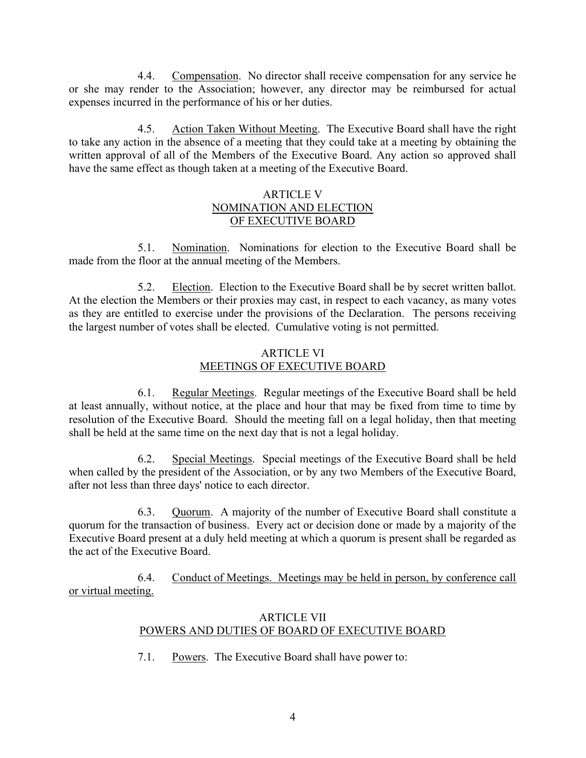4.4. Compensation. No director shall receive compensation for any service he or she may render to the Association; however, any director may be reimbursed for actual expenses incurred in the performance of his or her duties.

4.5. Action Taken Without Meeting. The Executive Board shall have the right to take any action in the absence of a meeting that they could take at a meeting by obtaining the written approval of all of the Members of the Executive Board. Any action so approved shall have the same effect as though taken at a meeting of the Executive Board.

## ARTICLE V
## NOMINATION AND ELECTION OF EXECUTIVE BOARD

5.1. Nomination. Nominations for election to the Executive Board shall be made from the floor at the annual meeting of the Members.

5.2. Election. Election to the Executive Board shall be by secret written ballot. At the election the Members or their proxies may cast, in respect to each vacancy, as many votes as they are entitled to exercise under the provisions of the Declaration. The persons receiving the largest number of votes shall be elected. Cumulative voting is not permitted.

## ARTICLE VI
## MEETINGS OF EXECUTIVE BOARD

6.1. Regular Meetings. Regular meetings of the Executive Board shall be held at least annually, without notice, at the place and hour that may be fixed from time to time by resolution of the Executive Board. Should the meeting fall on a legal holiday, then that meeting shall be held at the same time on the next day that is not a legal holiday.

6.2. Special Meetings. Special meetings of the Executive Board shall be held when called by the president of the Association, or by any two Members of the Executive Board, after not less than three days' notice to each director.

6.3. Quorum. A majority of the number of Executive Board shall constitute a quorum for the transaction of business. Every act or decision done or made by a majority of the Executive Board present at a duly held meeting at which a quorum is present shall be regarded as the act of the Executive Board.

6.4. Conduct of Meetings. Meetings may be held in person, by conference call or virtual meeting.

## ARTICLE VII
## POWERS AND DUTIES OF BOARD OF EXECUTIVE BOARD

7.1. Powers. The Executive Board shall have power to: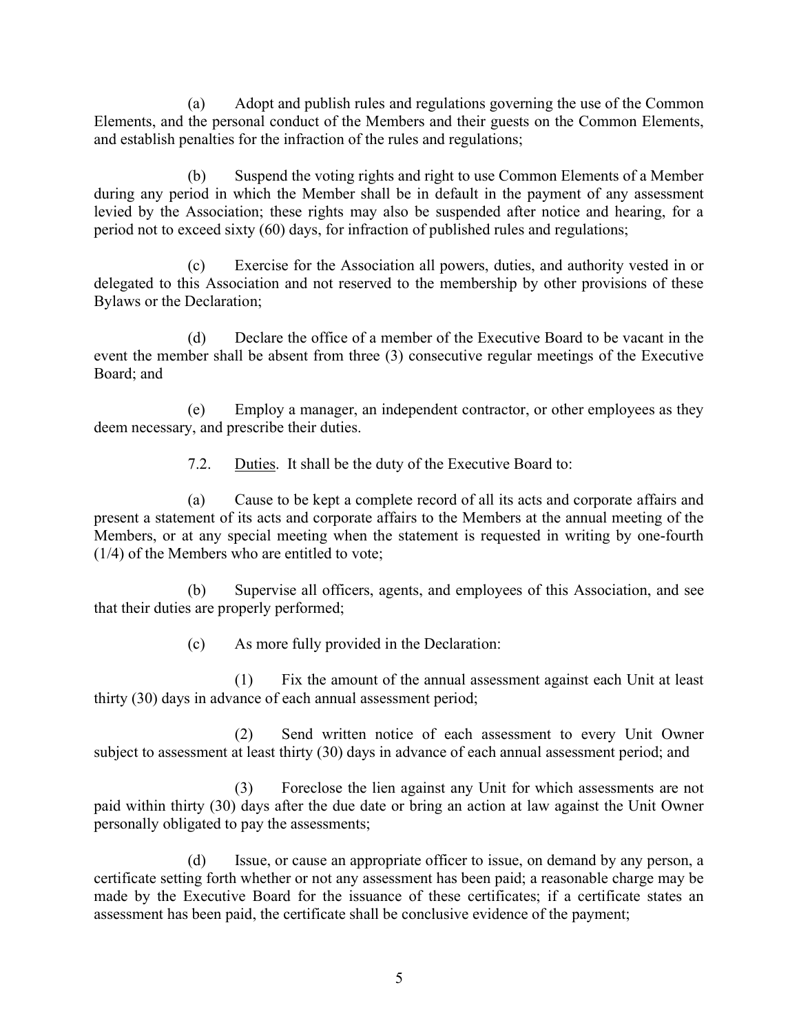(a) Adopt and publish rules and regulations governing the use of the Common Elements, and the personal conduct of the Members and their guests on the Common Elements, and establish penalties for the infraction of the rules and regulations;

(b) Suspend the voting rights and right to use Common Elements of a Member during any period in which the Member shall be in default in the payment of any assessment levied by the Association; these rights may also be suspended after notice and hearing, for a period not to exceed sixty (60) days, for infraction of published rules and regulations;

(c) Exercise for the Association all powers, duties, and authority vested in or delegated to this Association and not reserved to the membership by other provisions of these Bylaws or the Declaration;

(d) Declare the office of a member of the Executive Board to be vacant in the event the member shall be absent from three (3) consecutive regular meetings of the Executive Board; and

(e) Employ a manager, an independent contractor, or other employees as they deem necessary, and prescribe their duties.

7.2. <u>Duties</u>. It shall be the duty of the Executive Board to:

(a) Cause to be kept a complete record of all its acts and corporate affairs and present a statement of its acts and corporate affairs to the Members at the annual meeting of the Members, or at any special meeting when the statement is requested in writing by one-fourth (1/4) of the Members who are entitled to vote;

(b) Supervise all officers, agents, and employees of this Association, and see that their duties are properly performed;

(c) As more fully provided in the Declaration:

(1) Fix the amount of the annual assessment against each Unit at least thirty (30) days in advance of each annual assessment period;

(2) Send written notice of each assessment to every Unit Owner subject to assessment at least thirty (30) days in advance of each annual assessment period; and

(3) Foreclose the lien against any Unit for which assessments are not paid within thirty (30) days after the due date or bring an action at law against the Unit Owner personally obligated to pay the assessments;

(d) Issue, or cause an appropriate officer to issue, on demand by any person, a certificate setting forth whether or not any assessment has been paid; a reasonable charge may be made by the Executive Board for the issuance of these certificates; if a certificate states an assessment has been paid, the certificate shall be conclusive evidence of the payment;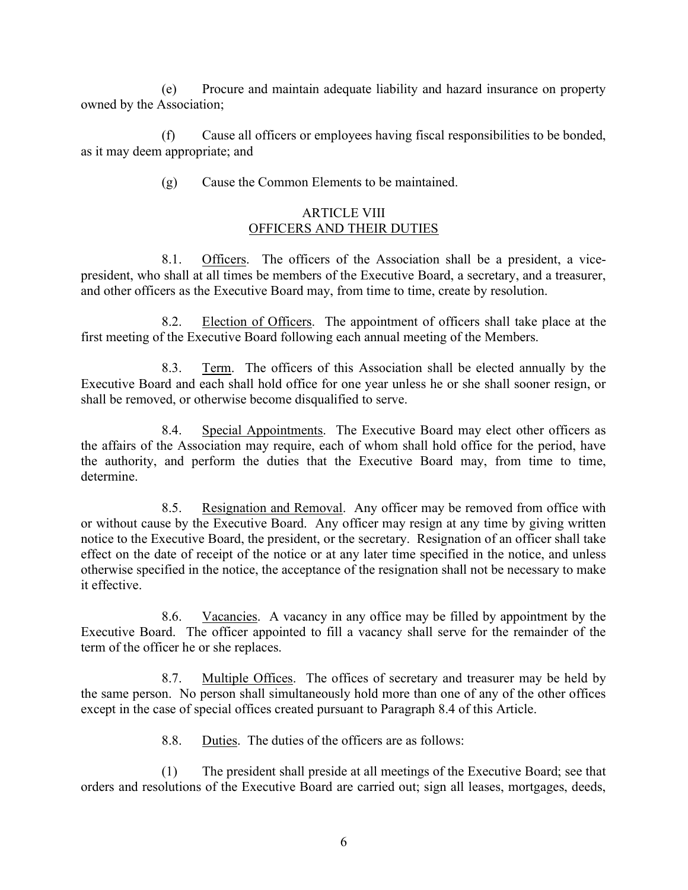(e) Procure and maintain adequate liability and hazard insurance on property owned by the Association;

(f) Cause all officers or employees having fiscal responsibilities to be bonded, as it may deem appropriate; and

(g) Cause the Common Elements to be maintained.

## ARTICLE VIII
## OFFICERS AND THEIR DUTIES

8.1. Officers. The officers of the Association shall be a president, a vice-president, who shall at all times be members of the Executive Board, a secretary, and a treasurer, and other officers as the Executive Board may, from time to time, create by resolution.

8.2. Election of Officers. The appointment of officers shall take place at the first meeting of the Executive Board following each annual meeting of the Members.

8.3. Term. The officers of this Association shall be elected annually by the Executive Board and each shall hold office for one year unless he or she shall sooner resign, or shall be removed, or otherwise become disqualified to serve.

8.4. Special Appointments. The Executive Board may elect other officers as the affairs of the Association may require, each of whom shall hold office for the period, have the authority, and perform the duties that the Executive Board may, from time to time, determine.

8.5. Resignation and Removal. Any officer may be removed from office with or without cause by the Executive Board. Any officer may resign at any time by giving written notice to the Executive Board, the president, or the secretary. Resignation of an officer shall take effect on the date of receipt of the notice or at any later time specified in the notice, and unless otherwise specified in the notice, the acceptance of the resignation shall not be necessary to make it effective.

8.6. Vacancies. A vacancy in any office may be filled by appointment by the Executive Board. The officer appointed to fill a vacancy shall serve for the remainder of the term of the officer he or she replaces.

8.7. Multiple Offices. The offices of secretary and treasurer may be held by the same person. No person shall simultaneously hold more than one of any of the other offices except in the case of special offices created pursuant to Paragraph 8.4 of this Article.

8.8. Duties. The duties of the officers are as follows:

(1) The president shall preside at all meetings of the Executive Board; see that orders and resolutions of the Executive Board are carried out; sign all leases, mortgages, deeds,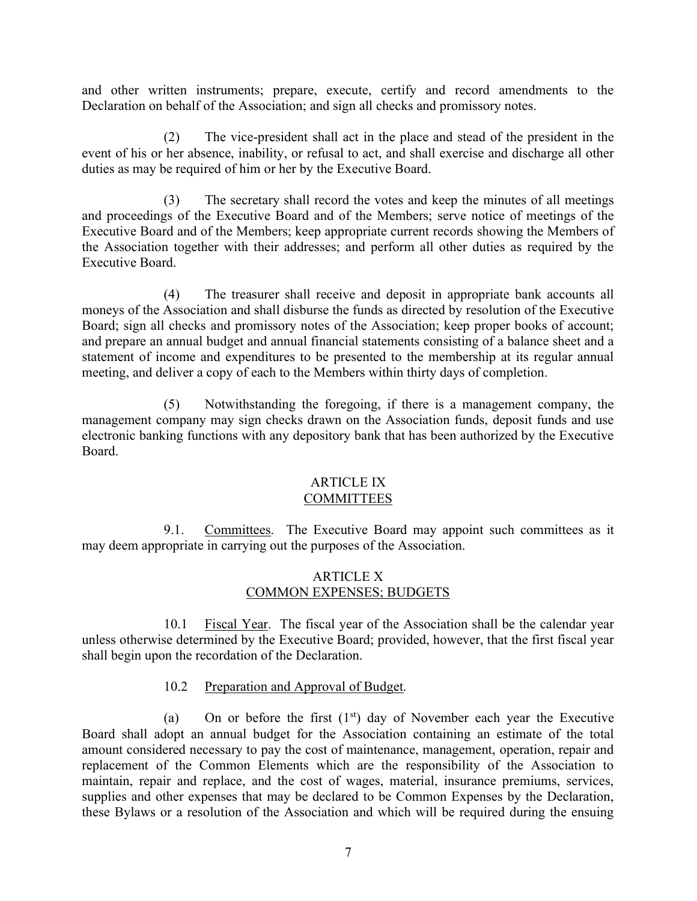and other written instruments; prepare, execute, certify and record amendments to the Declaration on behalf of the Association; and sign all checks and promissory notes.

(2) The vice-president shall act in the place and stead of the president in the event of his or her absence, inability, or refusal to act, and shall exercise and discharge all other duties as may be required of him or her by the Executive Board.

(3) The secretary shall record the votes and keep the minutes of all meetings and proceedings of the Executive Board and of the Members; serve notice of meetings of the Executive Board and of the Members; keep appropriate current records showing the Members of the Association together with their addresses; and perform all other duties as required by the Executive Board.

(4) The treasurer shall receive and deposit in appropriate bank accounts all moneys of the Association and shall disburse the funds as directed by resolution of the Executive Board; sign all checks and promissory notes of the Association; keep proper books of account; and prepare an annual budget and annual financial statements consisting of a balance sheet and a statement of income and expenditures to be presented to the membership at its regular annual meeting, and deliver a copy of each to the Members within thirty days of completion.

(5) Notwithstanding the foregoing, if there is a management company, the management company may sign checks drawn on the Association funds, deposit funds and use electronic banking functions with any depository bank that has been authorized by the Executive Board.

## ARTICLE IX
## COMMITTEES

9.1. Committees. The Executive Board may appoint such committees as it may deem appropriate in carrying out the purposes of the Association.

## ARTICLE X
## COMMON EXPENSES; BUDGETS

10.1 Fiscal Year. The fiscal year of the Association shall be the calendar year unless otherwise determined by the Executive Board; provided, however, that the first fiscal year shall begin upon the recordation of the Declaration.

10.2 Preparation and Approval of Budget.

(a) On or before the first (1st) day of November each year the Executive Board shall adopt an annual budget for the Association containing an estimate of the total amount considered necessary to pay the cost of maintenance, management, operation, repair and replacement of the Common Elements which are the responsibility of the Association to maintain, repair and replace, and the cost of wages, material, insurance premiums, services, supplies and other expenses that may be declared to be Common Expenses by the Declaration, these Bylaws or a resolution of the Association and which will be required during the ensuing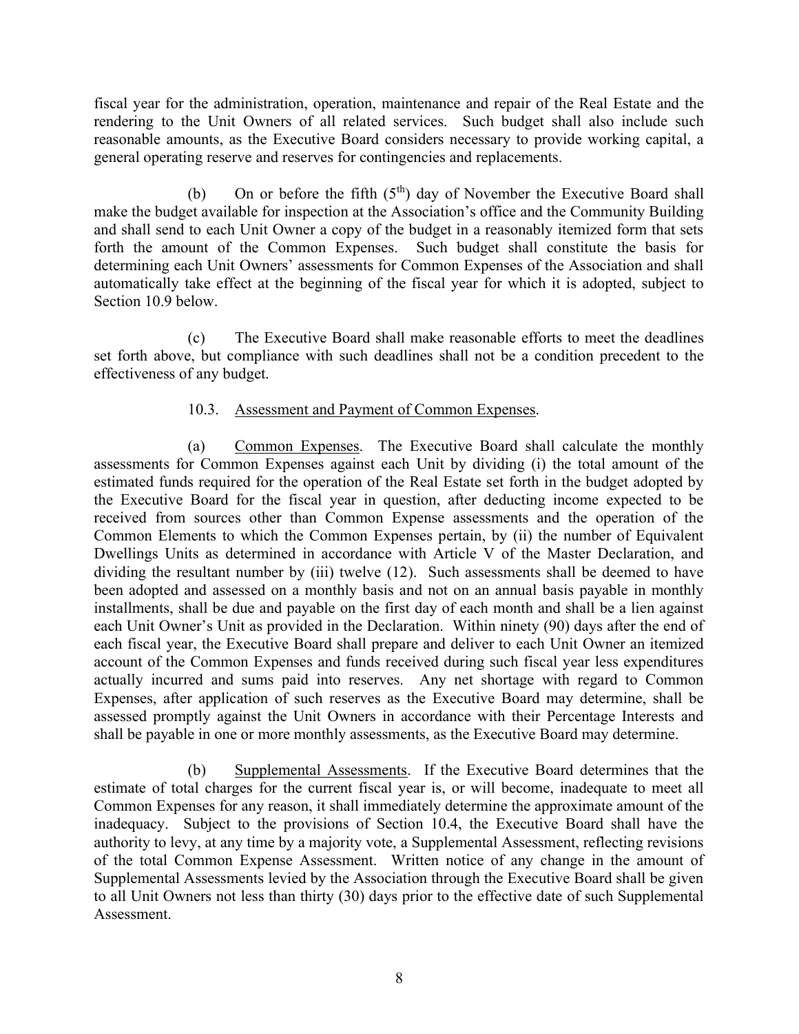fiscal year for the administration, operation, maintenance and repair of the Real Estate and the rendering to the Unit Owners of all related services. Such budget shall also include such reasonable amounts, as the Executive Board considers necessary to provide working capital, a general operating reserve and reserves for contingencies and replacements.

(b) On or before the fifth (5th) day of November the Executive Board shall make the budget available for inspection at the Association's office and the Community Building and shall send to each Unit Owner a copy of the budget in a reasonably itemized form that sets forth the amount of the Common Expenses. Such budget shall constitute the basis for determining each Unit Owners' assessments for Common Expenses of the Association and shall automatically take effect at the beginning of the fiscal year for which it is adopted, subject to Section 10.9 below.

(c) The Executive Board shall make reasonable efforts to meet the deadlines set forth above, but compliance with such deadlines shall not be a condition precedent to the effectiveness of any budget.

10.3. Assessment and Payment of Common Expenses.

(a) Common Expenses. The Executive Board shall calculate the monthly assessments for Common Expenses against each Unit by dividing (i) the total amount of the estimated funds required for the operation of the Real Estate set forth in the budget adopted by the Executive Board for the fiscal year in question, after deducting income expected to be received from sources other than Common Expense assessments and the operation of the Common Elements to which the Common Expenses pertain, by (ii) the number of Equivalent Dwellings Units as determined in accordance with Article V of the Master Declaration, and dividing the resultant number by (iii) twelve (12). Such assessments shall be deemed to have been adopted and assessed on a monthly basis and not on an annual basis payable in monthly installments, shall be due and payable on the first day of each month and shall be a lien against each Unit Owner's Unit as provided in the Declaration. Within ninety (90) days after the end of each fiscal year, the Executive Board shall prepare and deliver to each Unit Owner an itemized account of the Common Expenses and funds received during such fiscal year less expenditures actually incurred and sums paid into reserves. Any net shortage with regard to Common Expenses, after application of such reserves as the Executive Board may determine, shall be assessed promptly against the Unit Owners in accordance with their Percentage Interests and shall be payable in one or more monthly assessments, as the Executive Board may determine.

(b) Supplemental Assessments. If the Executive Board determines that the estimate of total charges for the current fiscal year is, or will become, inadequate to meet all Common Expenses for any reason, it shall immediately determine the approximate amount of the inadequacy. Subject to the provisions of Section 10.4, the Executive Board shall have the authority to levy, at any time by a majority vote, a Supplemental Assessment, reflecting revisions of the total Common Expense Assessment. Written notice of any change in the amount of Supplemental Assessments levied by the Association through the Executive Board shall be given to all Unit Owners not less than thirty (30) days prior to the effective date of such Supplemental Assessment.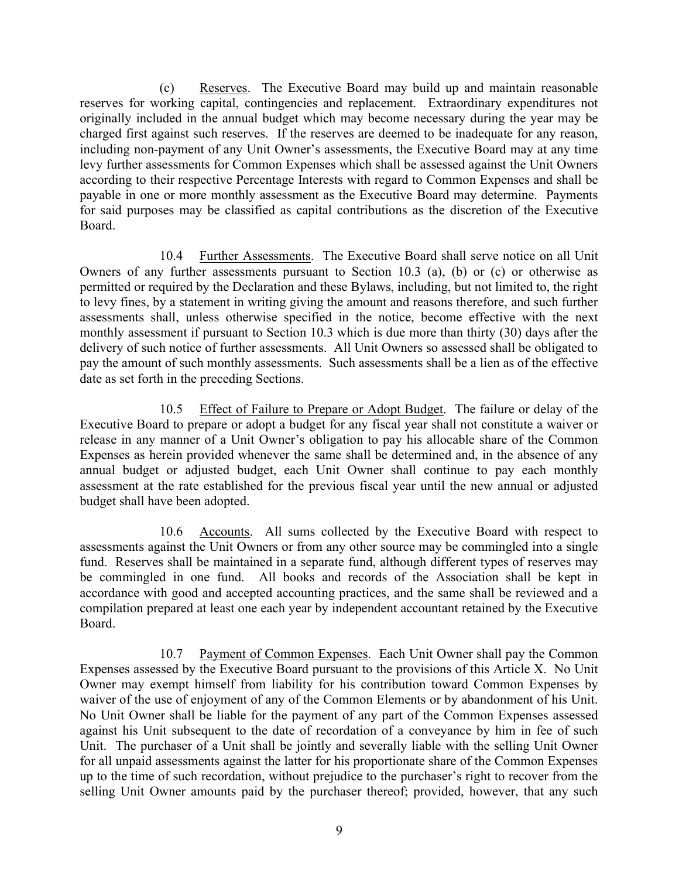(c) Reserves. The Executive Board may build up and maintain reasonable reserves for working capital, contingencies and replacement. Extraordinary expenditures not originally included in the annual budget which may become necessary during the year may be charged first against such reserves. If the reserves are deemed to be inadequate for any reason, including non-payment of any Unit Owner's assessments, the Executive Board may at any time levy further assessments for Common Expenses which shall be assessed against the Unit Owners according to their respective Percentage Interests with regard to Common Expenses and shall be payable in one or more monthly assessment as the Executive Board may determine. Payments for said purposes may be classified as capital contributions as the discretion of the Executive Board.

10.4 Further Assessments. The Executive Board shall serve notice on all Unit Owners of any further assessments pursuant to Section 10.3 (a), (b) or (c) or otherwise as permitted or required by the Declaration and these Bylaws, including, but not limited to, the right to levy fines, by a statement in writing giving the amount and reasons therefore, and such further assessments shall, unless otherwise specified in the notice, become effective with the next monthly assessment if pursuant to Section 10.3 which is due more than thirty (30) days after the delivery of such notice of further assessments. All Unit Owners so assessed shall be obligated to pay the amount of such monthly assessments. Such assessments shall be a lien as of the effective date as set forth in the preceding Sections.

10.5 Effect of Failure to Prepare or Adopt Budget. The failure or delay of the Executive Board to prepare or adopt a budget for any fiscal year shall not constitute a waiver or release in any manner of a Unit Owner's obligation to pay his allocable share of the Common Expenses as herein provided whenever the same shall be determined and, in the absence of any annual budget or adjusted budget, each Unit Owner shall continue to pay each monthly assessment at the rate established for the previous fiscal year until the new annual or adjusted budget shall have been adopted.

10.6 Accounts. All sums collected by the Executive Board with respect to assessments against the Unit Owners or from any other source may be commingled into a single fund. Reserves shall be maintained in a separate fund, although different types of reserves may be commingled in one fund. All books and records of the Association shall be kept in accordance with good and accepted accounting practices, and the same shall be reviewed and a compilation prepared at least one each year by independent accountant retained by the Executive Board.

10.7 Payment of Common Expenses. Each Unit Owner shall pay the Common Expenses assessed by the Executive Board pursuant to the provisions of this Article X. No Unit Owner may exempt himself from liability for his contribution toward Common Expenses by waiver of the use of enjoyment of any of the Common Elements or by abandonment of his Unit. No Unit Owner shall be liable for the payment of any part of the Common Expenses assessed against his Unit subsequent to the date of recordation of a conveyance by him in fee of such Unit. The purchaser of a Unit shall be jointly and severally liable with the selling Unit Owner for all unpaid assessments against the latter for his proportionate share of the Common Expenses up to the time of such recordation, without prejudice to the purchaser's right to recover from the selling Unit Owner amounts paid by the purchaser thereof; provided, however, that any such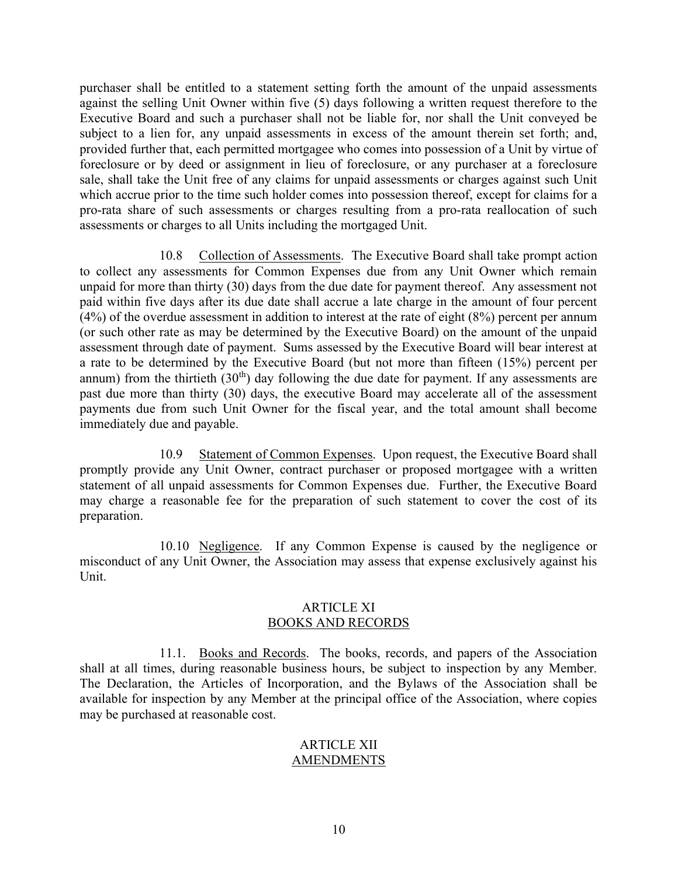purchaser shall be entitled to a statement setting forth the amount of the unpaid assessments against the selling Unit Owner within five (5) days following a written request therefore to the Executive Board and such a purchaser shall not be liable for, nor shall the Unit conveyed be subject to a lien for, any unpaid assessments in excess of the amount therein set forth; and, provided further that, each permitted mortgagee who comes into possession of a Unit by virtue of foreclosure or by deed or assignment in lieu of foreclosure, or any purchaser at a foreclosure sale, shall take the Unit free of any claims for unpaid assessments or charges against such Unit which accrue prior to the time such holder comes into possession thereof, except for claims for a pro-rata share of such assessments or charges resulting from a pro-rata reallocation of such assessments or charges to all Units including the mortgaged Unit.

10.8 Collection of Assessments. The Executive Board shall take prompt action to collect any assessments for Common Expenses due from any Unit Owner which remain unpaid for more than thirty (30) days from the due date for payment thereof. Any assessment not paid within five days after its due date shall accrue a late charge in the amount of four percent (4%) of the overdue assessment in addition to interest at the rate of eight (8%) percent per annum (or such other rate as may be determined by the Executive Board) on the amount of the unpaid assessment through date of payment. Sums assessed by the Executive Board will bear interest at a rate to be determined by the Executive Board (but not more than fifteen (15%) percent per annum) from the thirtieth (30th) day following the due date for payment. If any assessments are past due more than thirty (30) days, the executive Board may accelerate all of the assessment payments due from such Unit Owner for the fiscal year, and the total amount shall become immediately due and payable.

10.9 Statement of Common Expenses. Upon request, the Executive Board shall promptly provide any Unit Owner, contract purchaser or proposed mortgagee with a written statement of all unpaid assessments for Common Expenses due. Further, the Executive Board may charge a reasonable fee for the preparation of such statement to cover the cost of its preparation.

10.10 Negligence. If any Common Expense is caused by the negligence or misconduct of any Unit Owner, the Association may assess that expense exclusively against his Unit.

## ARTICLE XI
## BOOKS AND RECORDS

11.1. Books and Records. The books, records, and papers of the Association shall at all times, during reasonable business hours, be subject to inspection by any Member. The Declaration, the Articles of Incorporation, and the Bylaws of the Association shall be available for inspection by any Member at the principal office of the Association, where copies may be purchased at reasonable cost.

## ARTICLE XII
## AMENDMENTS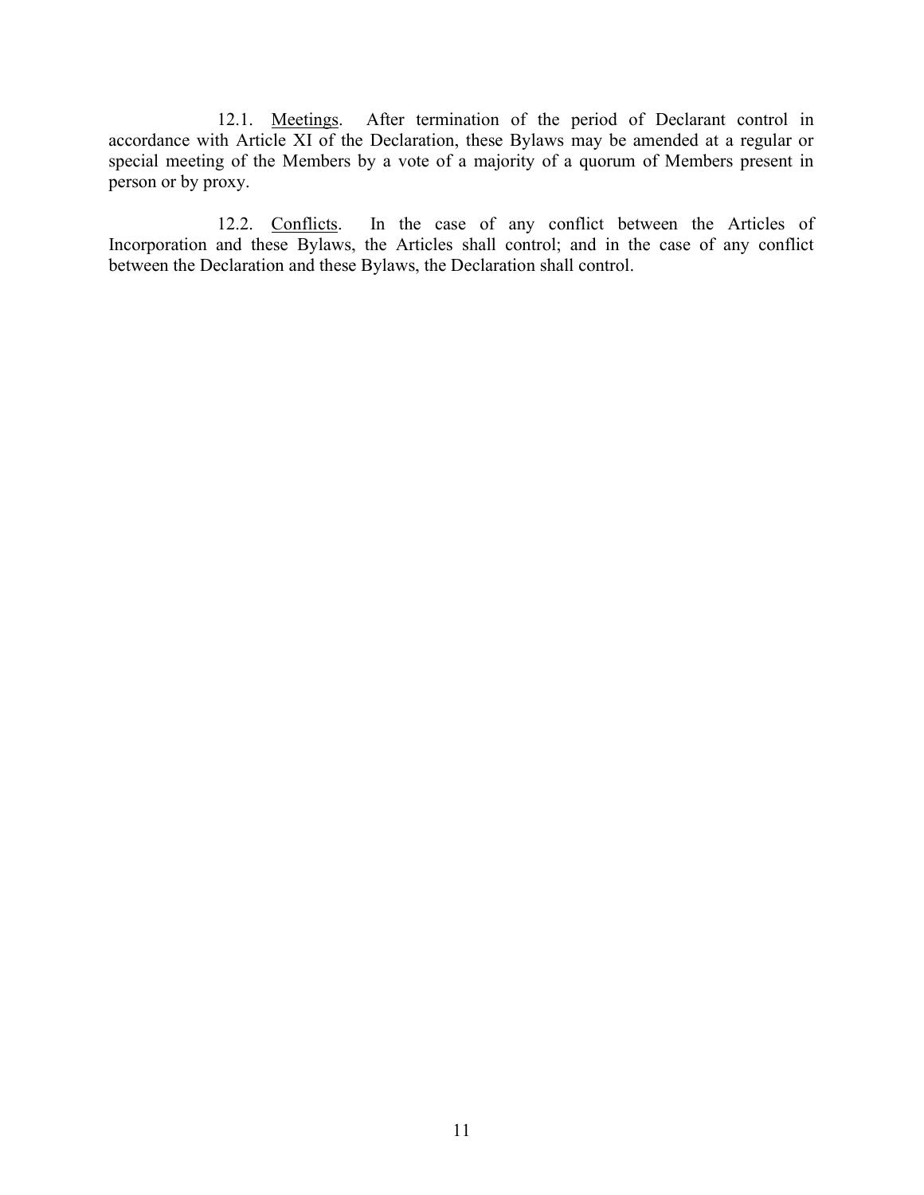12.1. Meetings. After termination of the period of Declarant control in accordance with Article XI of the Declaration, these Bylaws may be amended at a regular or special meeting of the Members by a vote of a majority of a quorum of Members present in person or by proxy.

12.2. Conflicts. In the case of any conflict between the Articles of Incorporation and these Bylaws, the Articles shall control; and in the case of any conflict between the Declaration and these Bylaws, the Declaration shall control.